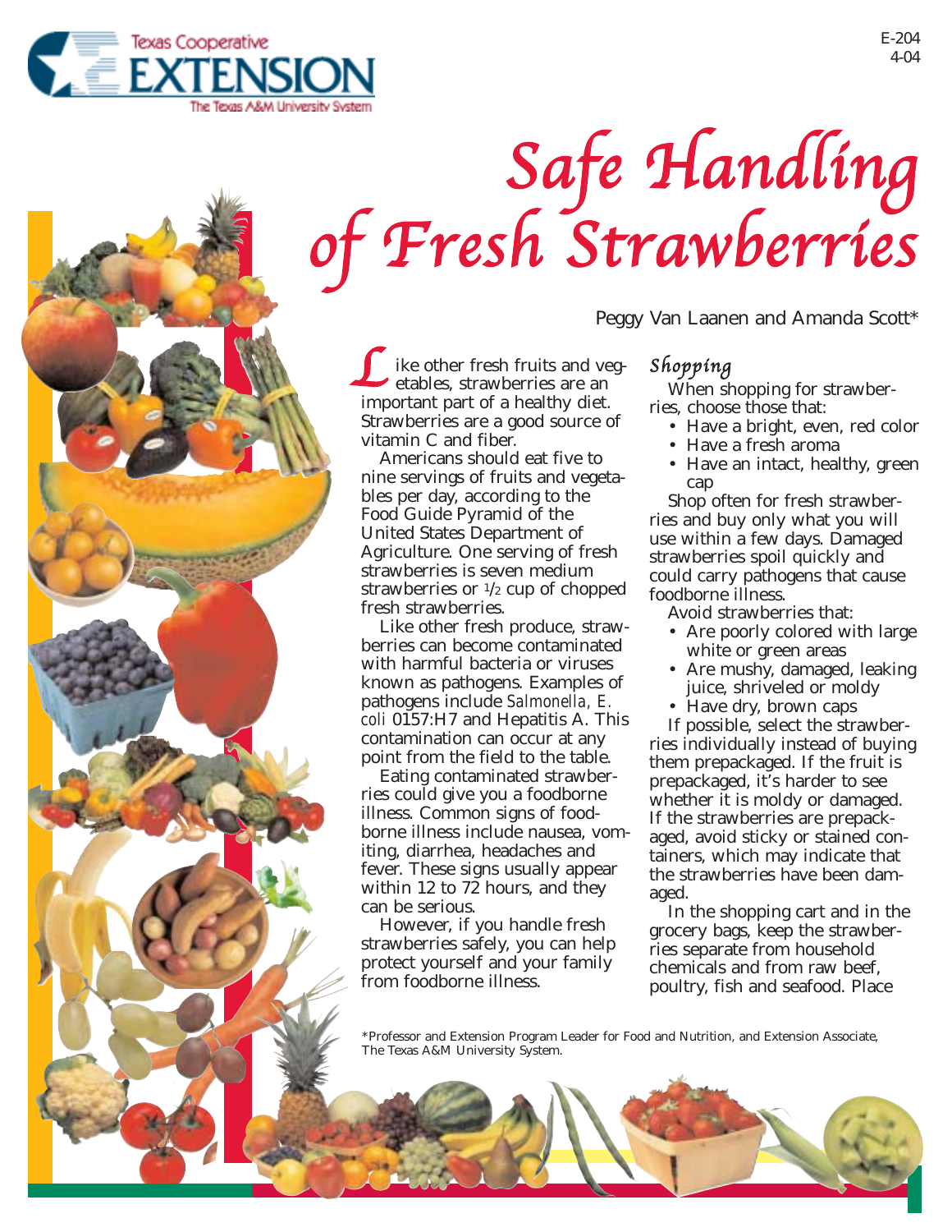Texas Cooperative Extension
The Texas A&M University System

E-204
4-04

# Safe Handling of Fresh Strawberries

Peggy Van Laanen and Amanda Scott*

Like other fresh fruits and vegetables, strawberries are an important part of a healthy diet. Strawberries are a good source of vitamin C and fiber.

Americans should eat five to nine servings of fruits and vegetables per day, according to the Food Guide Pyramid of the United States Department of Agriculture. One serving of fresh strawberries is seven medium strawberries or 1/2 cup of chopped fresh strawberries.

Like other fresh produce, strawberries can become contaminated with harmful bacteria or viruses known as pathogens. Examples of pathogens include *Salmonella, E. coli* 0157:H7 and Hepatitis A. This contamination can occur at any point from the field to the table.

Eating contaminated strawberries could give you a foodborne illness. Common signs of foodborne illness include nausea, vomiting, diarrhea, headaches and fever. These signs usually appear within 12 to 72 hours, and they can be serious.

However, if you handle fresh strawberries safely, you can help protect yourself and your family from foodborne illness.

## Shopping

When shopping for strawberries, choose those that:

- Have a bright, even, red color
- Have a fresh aroma
- Have an intact, healthy, green cap

Shop often for fresh strawberries and buy only what you will use within a few days. Damaged strawberries spoil quickly and could carry pathogens that cause foodborne illness.

Avoid strawberries that:

- Are poorly colored with large white or green areas
- Are mushy, damaged, leaking juice, shriveled or moldy
- Have dry, brown caps

If possible, select the strawberries individually instead of buying them prepackaged. If the fruit is prepackaged, it's harder to see whether it is moldy or damaged. If the strawberries are prepackaged, avoid sticky or stained containers, which may indicate that the strawberries have been damaged.

In the shopping cart and in the grocery bags, keep the strawberries separate from household chemicals and from raw beef, poultry, fish and seafood. Place

*Professor and Extension Program Leader for Food and Nutrition, and Extension Associate, The Texas A&M University System.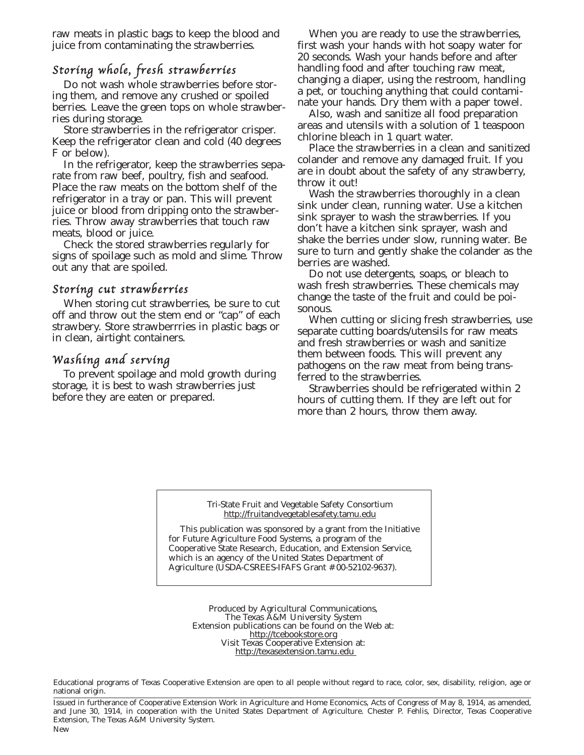raw meats in plastic bags to keep the blood and juice from contaminating the strawberries.

## *Storing whole, fresh strawberries*

Do not wash whole strawberries before storing them, and remove any crushed or spoiled berries. Leave the green tops on whole strawberries during storage.

Store strawberries in the refrigerator crisper. Keep the refrigerator clean and cold (40 degrees F or below).

In the refrigerator, keep the strawberries separate from raw beef, poultry, fish and seafood. Place the raw meats on the bottom shelf of the refrigerator in a tray or pan. This will prevent juice or blood from dripping onto the strawberries. Throw away strawberries that touch raw meats, blood or juice.

Check the stored strawberries regularly for signs of spoilage such as mold and slime. Throw out any that are spoiled.

## *Storing cut strawberries*

When storing cut strawberries, be sure to cut off and throw out the stem end or "cap" of each strawbery. Store strawberrries in plastic bags or in clean, airtight containers.

## *Washing and serving*

To prevent spoilage and mold growth during storage, it is best to wash strawberries just before they are eaten or prepared.

When you are ready to use the strawberries, first wash your hands with hot soapy water for 20 seconds. Wash your hands before and after handling food and after touching raw meat, changing a diaper, using the restroom, handling a pet, or touching anything that could contaminate your hands. Dry them with a paper towel.

Also, wash and sanitize all food preparation areas and utensils with a solution of 1 teaspoon chlorine bleach in 1 quart water.

Place the strawberries in a clean and sanitized colander and remove any damaged fruit. If you are in doubt about the safety of any strawberry, throw it out!

Wash the strawberries thoroughly in a clean sink under clean, running water. Use a kitchen sink sprayer to wash the strawberries. If you don't have a kitchen sink sprayer, wash and shake the berries under slow, running water. Be sure to turn and gently shake the colander as the berries are washed.

Do not use detergents, soaps, or bleach to wash fresh strawberries. These chemicals may change the taste of the fruit and could be poisonous.

When cutting or slicing fresh strawberries, use separate cutting boards/utensils for raw meats and fresh strawberries or wash and sanitize them between foods. This will prevent any pathogens on the raw meat from being transferred to the strawberries.

Strawberries should be refrigerated within 2 hours of cutting them. If they are left out for more than 2 hours, throw them away.

---

Tri-State Fruit and Vegetable Safety Consortium
http://fruitandvegetablesafety.tamu.edu

This publication was sponsored by a grant from the Initiative for Future Agriculture Food Systems, a program of the Cooperative State Research, Education, and Extension Service, which is an agency of the United States Department of Agriculture (USDA-CSREES-IFAFS Grant # 00-52102-9637).

---

Produced by Agricultural Communications, The Texas A&M University System
Extension publications can be found on the Web at: http://tcebookstore.org
Visit Texas Cooperative Extension at: http://texasextension.tamu.edu

Educational programs of Texas Cooperative Extension are open to all people without regard to race, color, sex, disability, religion, age or national origin.

Issued in furtherance of Cooperative Extension Work in Agriculture and Home Economics, Acts of Congress of May 8, 1914, as amended, and June 30, 1914, in cooperation with the United States Department of Agriculture. Chester P. Fehlis, Director, Texas Cooperative Extension, The Texas A&M University System.
New